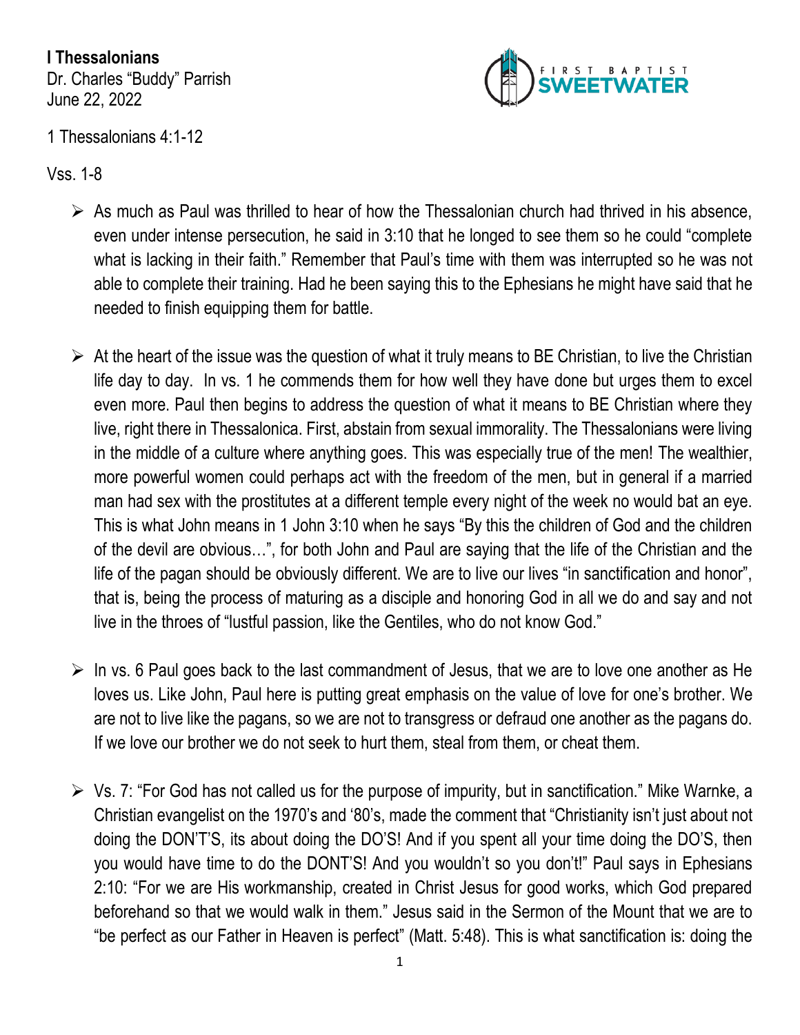**I Thessalonians**
Dr. Charles "Buddy" Parrish
June 22, 2022

1 Thessalonians 4:1-12

Vss. 1-8

- As much as Paul was thrilled to hear of how the Thessalonian church had thrived in his absence, even under intense persecution, he said in 3:10 that he longed to see them so he could "complete what is lacking in their faith." Remember that Paul's time with them was interrupted so he was not able to complete their training. Had he been saying this to the Ephesians he might have said that he needed to finish equipping them for battle.

- At the heart of the issue was the question of what it truly means to BE Christian, to live the Christian life day to day. In vs. 1 he commends them for how well they have done but urges them to excel even more. Paul then begins to address the question of what it means to BE Christian where they live, right there in Thessalonica. First, abstain from sexual immorality. The Thessalonians were living in the middle of a culture where anything goes. This was especially true of the men! The wealthier, more powerful women could perhaps act with the freedom of the men, but in general if a married man had sex with the prostitutes at a different temple every night of the week no would bat an eye. This is what John means in 1 John 3:10 when he says "By this the children of God and the children of the devil are obvious…", for both John and Paul are saying that the life of the Christian and the life of the pagan should be obviously different. We are to live our lives "in sanctification and honor", that is, being the process of maturing as a disciple and honoring God in all we do and say and not live in the throes of "lustful passion, like the Gentiles, who do not know God."

- In vs. 6 Paul goes back to the last commandment of Jesus, that we are to love one another as He loves us. Like John, Paul here is putting great emphasis on the value of love for one's brother. We are not to live like the pagans, so we are not to transgress or defraud one another as the pagans do. If we love our brother we do not seek to hurt them, steal from them, or cheat them.

- Vs. 7: "For God has not called us for the purpose of impurity, but in sanctification." Mike Warnke, a Christian evangelist on the 1970's and '80's, made the comment that "Christianity isn't just about not doing the DON'T'S, its about doing the DO'S! And if you spent all your time doing the DO'S, then you would have time to do the DONT'S! And you wouldn't so you don't!" Paul says in Ephesians 2:10: "For we are His workmanship, created in Christ Jesus for good works, which God prepared beforehand so that we would walk in them." Jesus said in the Sermon of the Mount that we are to "be perfect as our Father in Heaven is perfect" (Matt. 5:48). This is what sanctification is: doing the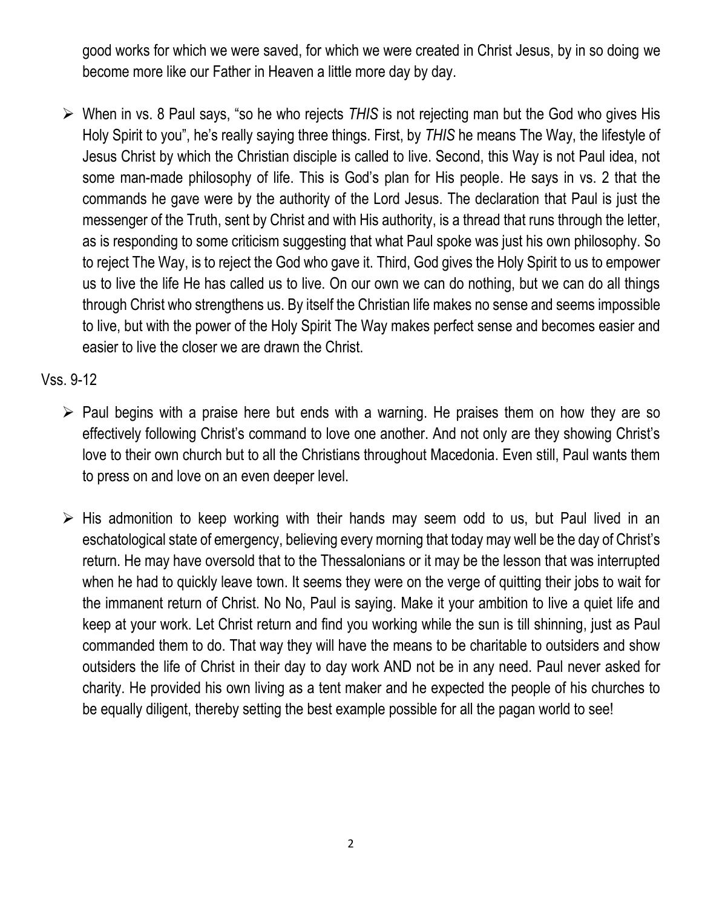good works for which we were saved, for which we were created in Christ Jesus, by in so doing we become more like our Father in Heaven a little more day by day.

- When in vs. 8 Paul says, "so he who rejects *THIS* is not rejecting man but the God who gives His Holy Spirit to you", he's really saying three things. First, by *THIS* he means The Way, the lifestyle of Jesus Christ by which the Christian disciple is called to live. Second, this Way is not Paul idea, not some man-made philosophy of life. This is God's plan for His people. He says in vs. 2 that the commands he gave were by the authority of the Lord Jesus. The declaration that Paul is just the messenger of the Truth, sent by Christ and with His authority, is a thread that runs through the letter, as is responding to some criticism suggesting that what Paul spoke was just his own philosophy. So to reject The Way, is to reject the God who gave it. Third, God gives the Holy Spirit to us to empower us to live the life He has called us to live. On our own we can do nothing, but we can do all things through Christ who strengthens us. By itself the Christian life makes no sense and seems impossible to live, but with the power of the Holy Spirit The Way makes perfect sense and becomes easier and easier to live the closer we are drawn the Christ.

Vss. 9-12

- Paul begins with a praise here but ends with a warning. He praises them on how they are so effectively following Christ's command to love one another. And not only are they showing Christ's love to their own church but to all the Christians throughout Macedonia. Even still, Paul wants them to press on and love on an even deeper level.

- His admonition to keep working with their hands may seem odd to us, but Paul lived in an eschatological state of emergency, believing every morning that today may well be the day of Christ's return. He may have oversold that to the Thessalonians or it may be the lesson that was interrupted when he had to quickly leave town. It seems they were on the verge of quitting their jobs to wait for the immanent return of Christ. No No, Paul is saying. Make it your ambition to live a quiet life and keep at your work. Let Christ return and find you working while the sun is till shinning, just as Paul commanded them to do. That way they will have the means to be charitable to outsiders and show outsiders the life of Christ in their day to day work AND not be in any need. Paul never asked for charity. He provided his own living as a tent maker and he expected the people of his churches to be equally diligent, thereby setting the best example possible for all the pagan world to see!